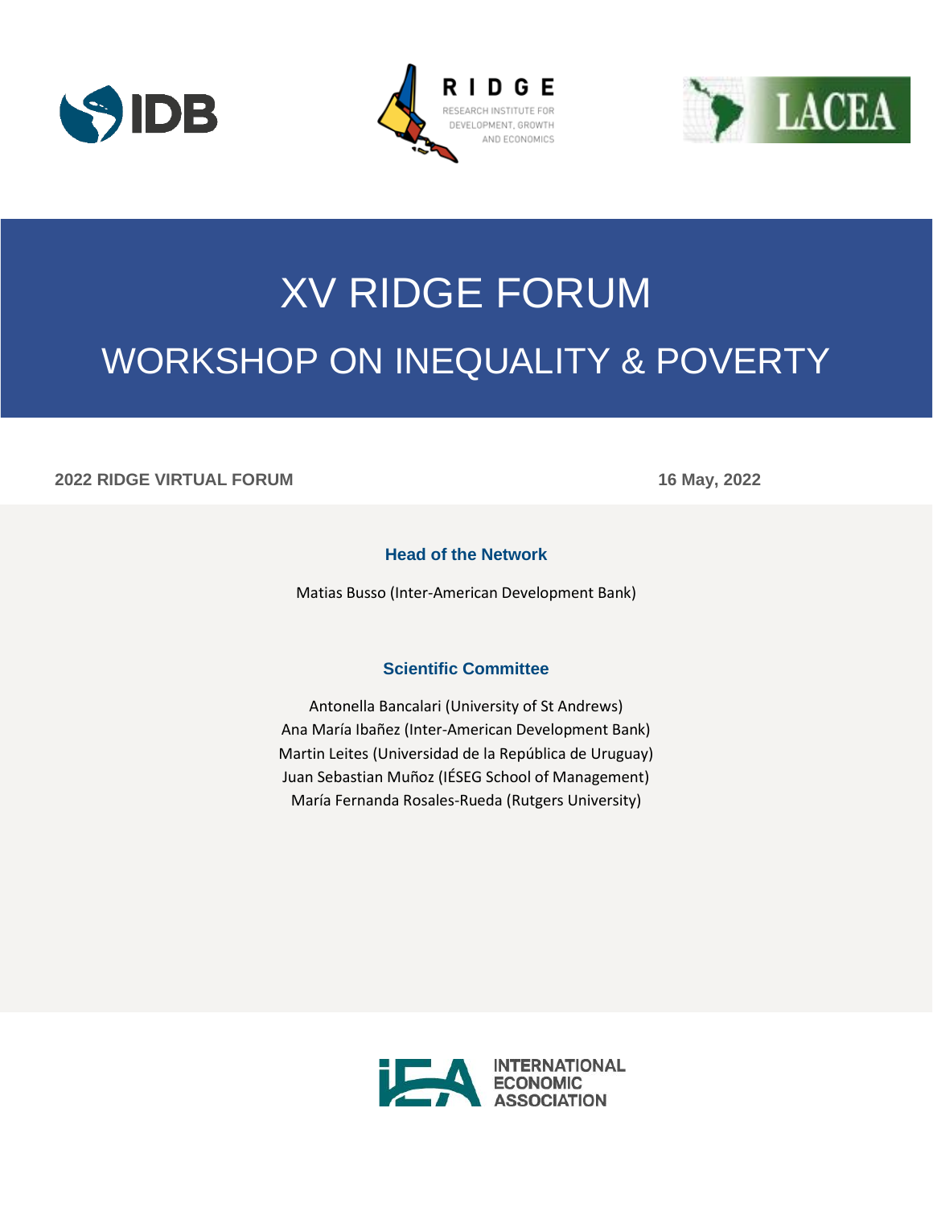# XV RIDGE FORUM

## WORKSHOP ON INEQUALITY & POVERTY

**2022 RIDGE VIRTUAL FORUM** **16 May, 2022**

### Head of the Network

Matias Busso (Inter-American Development Bank)

### Scientific Committee

Antonella Bancalari (University of St Andrews)
Ana María Ibañez (Inter-American Development Bank)
Martin Leites (Universidad de la República de Uruguay)
Juan Sebastian Muñoz (IÉSEG School of Management)
María Fernanda Rosales-Rueda (Rutgers University)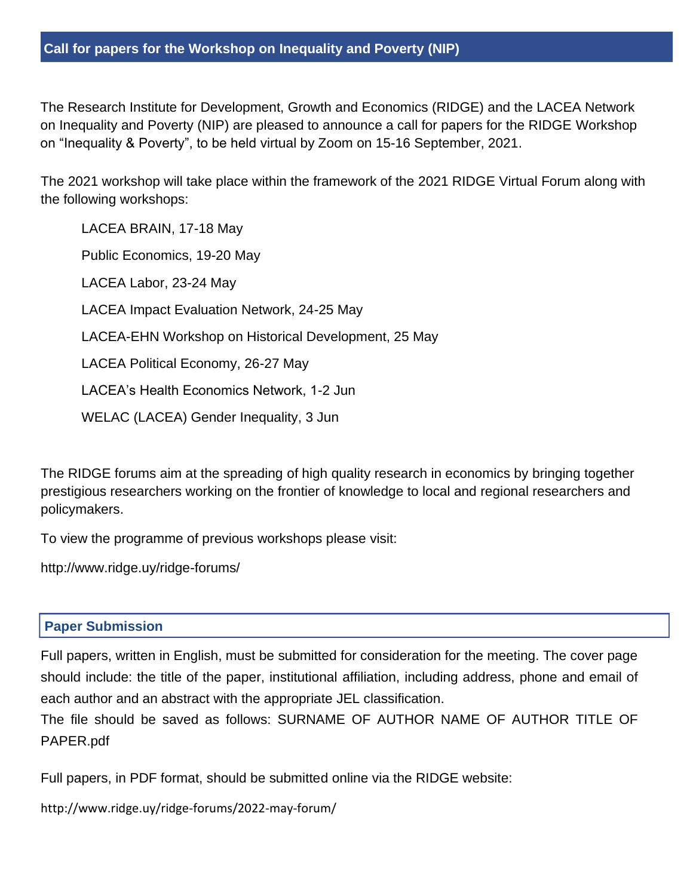## Call for papers for the Workshop on Inequality and Poverty (NIP)

The Research Institute for Development, Growth and Economics (RIDGE) and the LACEA Network on Inequality and Poverty (NIP) are pleased to announce a call for papers for the RIDGE Workshop on "Inequality & Poverty", to be held virtual by Zoom on 15-16 September, 2021.

The 2021 workshop will take place within the framework of the 2021 RIDGE Virtual Forum along with the following workshops:

LACEA BRAIN, 17-18 May

Public Economics, 19-20 May

LACEA Labor, 23-24 May

LACEA Impact Evaluation Network, 24-25 May

LACEA-EHN Workshop on Historical Development, 25 May

LACEA Political Economy, 26-27 May

LACEA's Health Economics Network, 1-2 Jun

WELAC (LACEA) Gender Inequality, 3 Jun

The RIDGE forums aim at the spreading of high quality research in economics by bringing together prestigious researchers working on the frontier of knowledge to local and regional researchers and policymakers.

To view the programme of previous workshops please visit:

http://www.ridge.uy/ridge-forums/

## Paper Submission

Full papers, written in English, must be submitted for consideration for the meeting. The cover page should include: the title of the paper, institutional affiliation, including address, phone and email of each author and an abstract with the appropriate JEL classification.
The file should be saved as follows: SURNAME OF AUTHOR NAME OF AUTHOR TITLE OF PAPER.pdf

Full papers, in PDF format, should be submitted online via the RIDGE website:

http://www.ridge.uy/ridge-forums/2022-may-forum/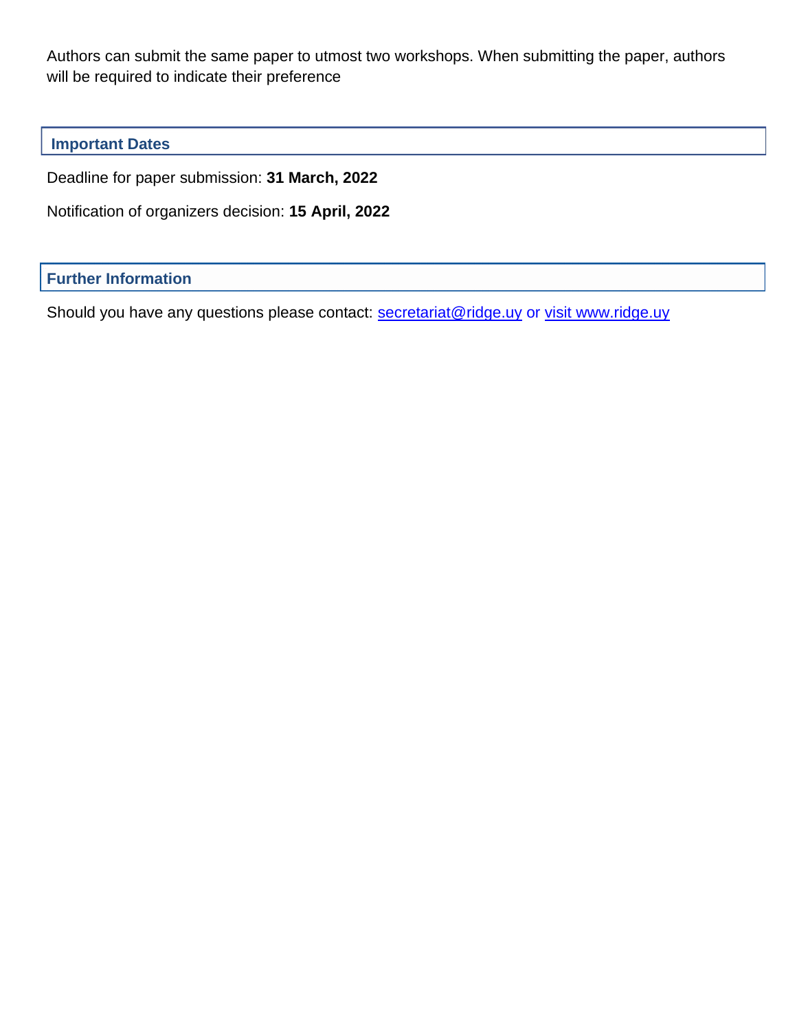Authors can submit the same paper to utmost two workshops. When submitting the paper, authors will be required to indicate their preference

## Important Dates

Deadline for paper submission: **31 March, 2022**

Notification of organizers decision: **15 April, 2022**

## Further Information

Should you have any questions please contact: secretariat@ridge.uy or visit www.ridge.uy